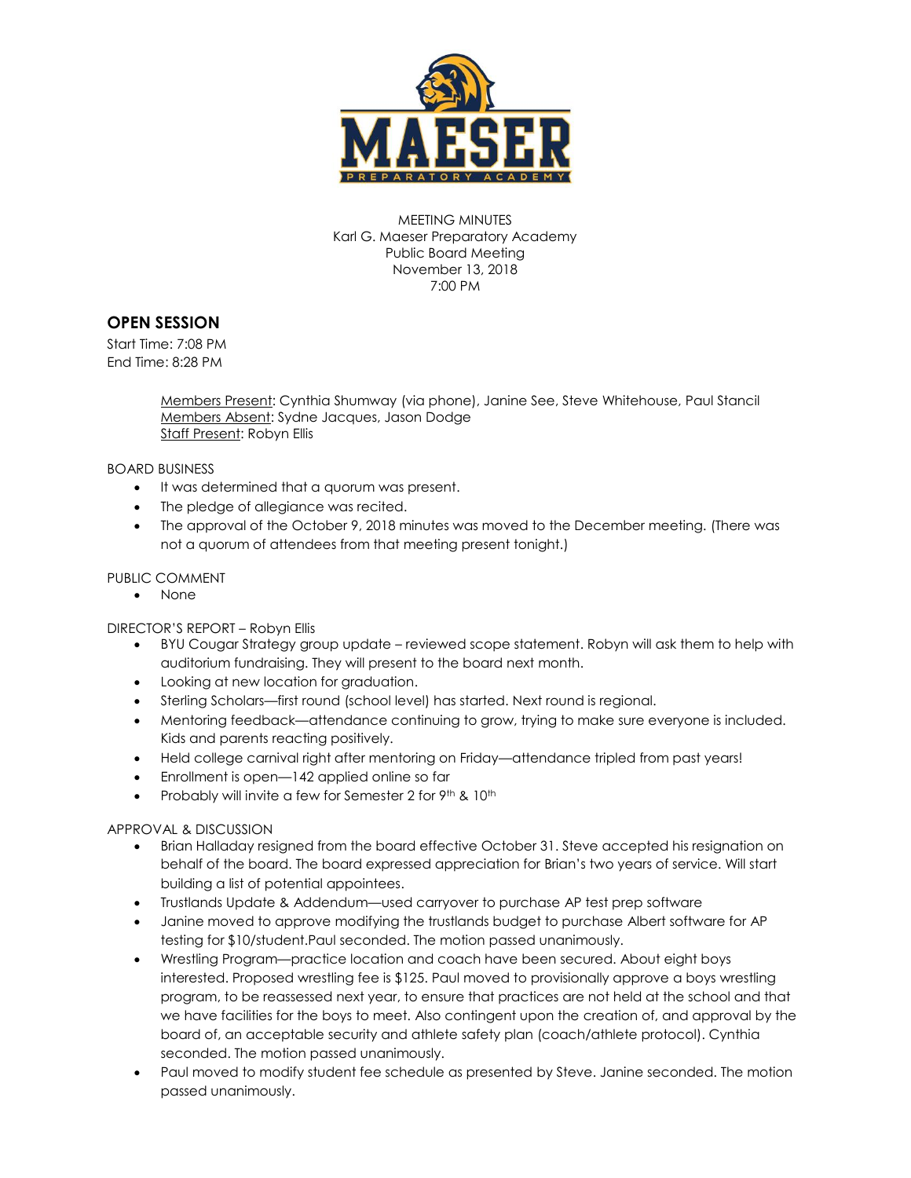MEETING MINUTES
Karl G. Maeser Preparatory Academy
Public Board Meeting
November 13, 2018
7:00 PM

## OPEN SESSION

Start Time: 7:08 PM
End Time: 8:28 PM

Members Present: Cynthia Shumway (via phone), Janine See, Steve Whitehouse, Paul Stancil
Members Absent: Sydne Jacques, Jason Dodge
Staff Present: Robyn Ellis

BOARD BUSINESS

- It was determined that a quorum was present.
- The pledge of allegiance was recited.
- The approval of the October 9, 2018 minutes was moved to the December meeting. (There was not a quorum of attendees from that meeting present tonight.)

PUBLIC COMMENT

- None

DIRECTOR'S REPORT – Robyn Ellis

- BYU Cougar Strategy group update – reviewed scope statement. Robyn will ask them to help with auditorium fundraising. They will present to the board next month.
- Looking at new location for graduation.
- Sterling Scholars—first round (school level) has started. Next round is regional.
- Mentoring feedback—attendance continuing to grow, trying to make sure everyone is included. Kids and parents reacting positively.
- Held college carnival right after mentoring on Friday—attendance tripled from past years!
- Enrollment is open—142 applied online so far
- Probably will invite a few for Semester 2 for 9th & 10th

APPROVAL & DISCUSSION

- Brian Halladay resigned from the board effective October 31. Steve accepted his resignation on behalf of the board. The board expressed appreciation for Brian's two years of service. Will start building a list of potential appointees.
- Trustlands Update & Addendum—used carryover to purchase AP test prep software
- Janine moved to approve modifying the trustlands budget to purchase Albert software for AP testing for $10/student.Paul seconded. The motion passed unanimously.
- Wrestling Program—practice location and coach have been secured. About eight boys interested. Proposed wrestling fee is $125. Paul moved to provisionally approve a boys wrestling program, to be reassessed next year, to ensure that practices are not held at the school and that we have facilities for the boys to meet. Also contingent upon the creation of, and approval by the board of, an acceptable security and athlete safety plan (coach/athlete protocol). Cynthia seconded. The motion passed unanimously.
- Paul moved to modify student fee schedule as presented by Steve. Janine seconded. The motion passed unanimously.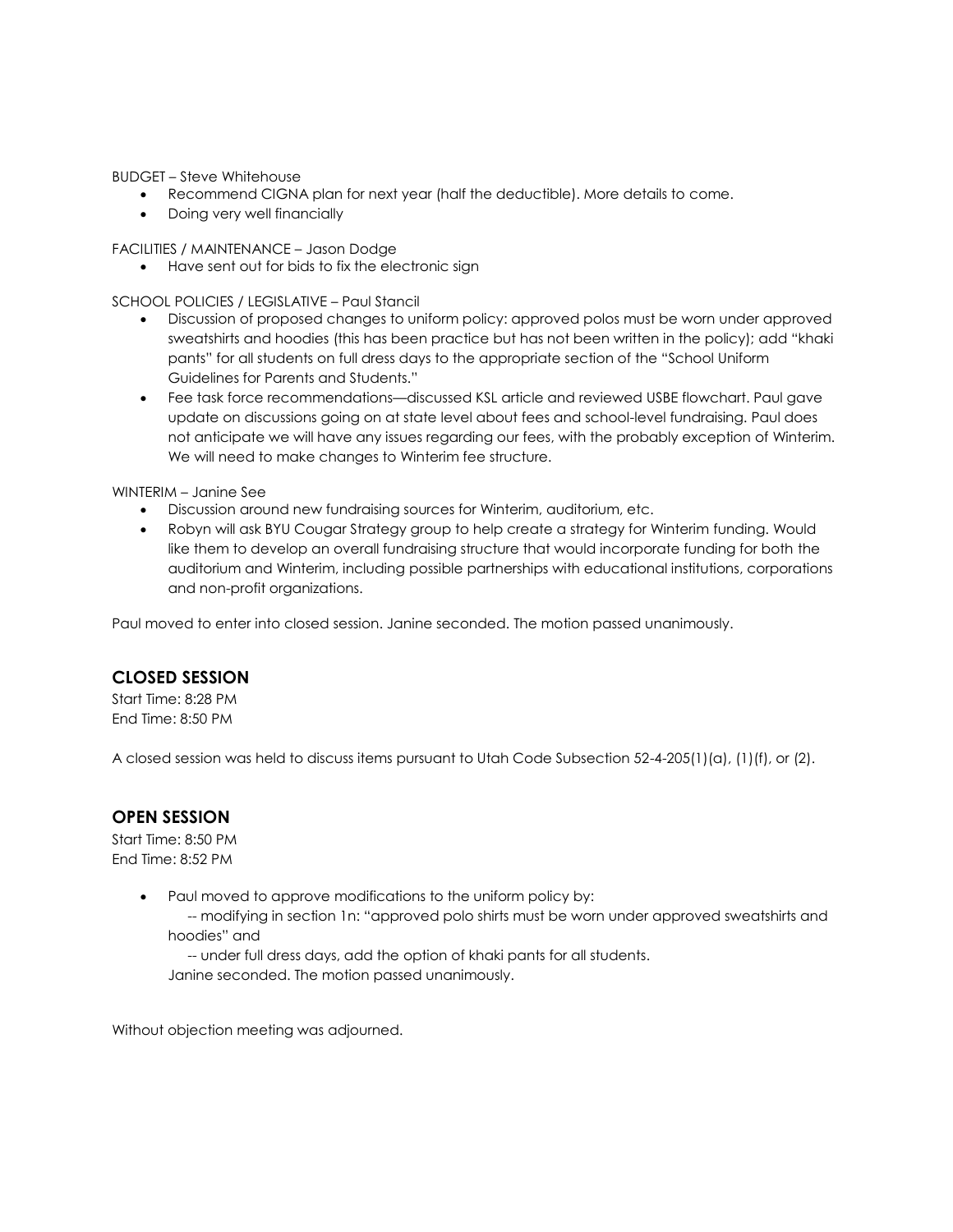BUDGET – Steve Whitehouse

- Recommend CIGNA plan for next year (half the deductible). More details to come.
- Doing very well financially

FACILITIES / MAINTENANCE – Jason Dodge

- Have sent out for bids to fix the electronic sign

SCHOOL POLICIES / LEGISLATIVE – Paul Stancil

- Discussion of proposed changes to uniform policy: approved polos must be worn under approved sweatshirts and hoodies (this has been practice but has not been written in the policy); add "khaki pants" for all students on full dress days to the appropriate section of the "School Uniform Guidelines for Parents and Students."
- Fee task force recommendations—discussed KSL article and reviewed USBE flowchart. Paul gave update on discussions going on at state level about fees and school-level fundraising. Paul does not anticipate we will have any issues regarding our fees, with the probably exception of Winterim. We will need to make changes to Winterim fee structure.

WINTERIM – Janine See

- Discussion around new fundraising sources for Winterim, auditorium, etc.
- Robyn will ask BYU Cougar Strategy group to help create a strategy for Winterim funding. Would like them to develop an overall fundraising structure that would incorporate funding for both the auditorium and Winterim, including possible partnerships with educational institutions, corporations and non-profit organizations.

Paul moved to enter into closed session. Janine seconded. The motion passed unanimously.

## CLOSED SESSION

Start Time: 8:28 PM
End Time: 8:50 PM

A closed session was held to discuss items pursuant to Utah Code Subsection 52-4-205(1)(a), (1)(f), or (2).

## OPEN SESSION

Start Time: 8:50 PM
End Time: 8:52 PM

- Paul moved to approve modifications to the uniform policy by:
  -- modifying in section 1n: "approved polo shirts must be worn under approved sweatshirts and hoodies" and
  -- under full dress days, add the option of khaki pants for all students.
  Janine seconded. The motion passed unanimously.

Without objection meeting was adjourned.